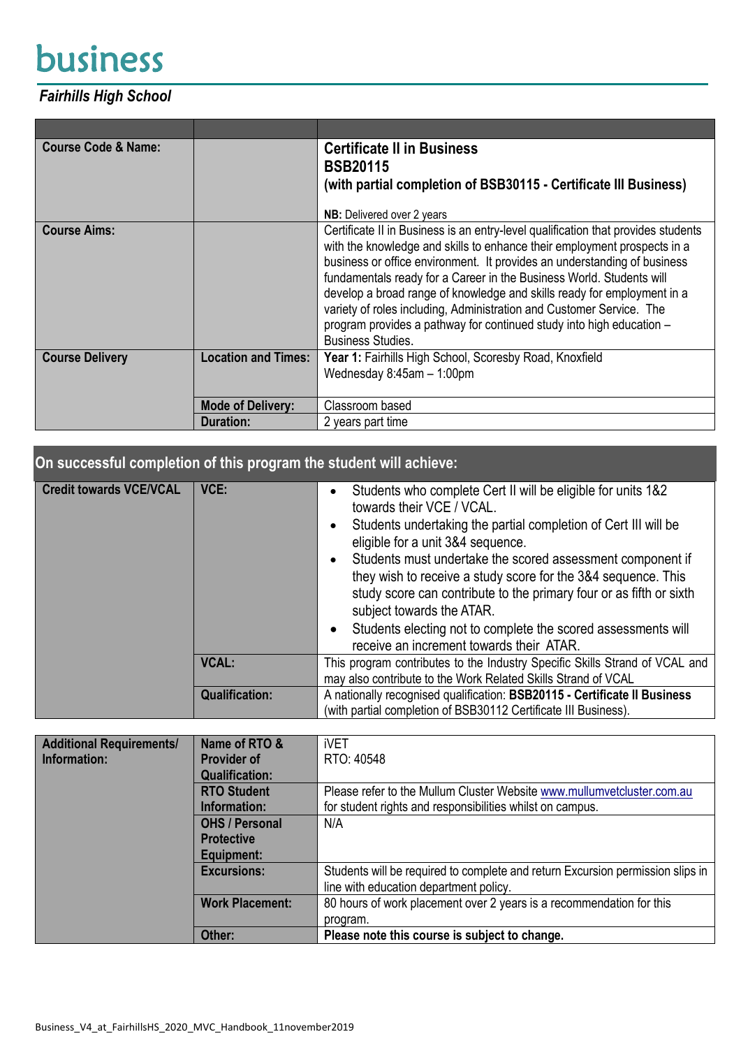# business

***Fairhills High School***

| | | |
|---|---|---|
| **Course Code & Name:** | | **Certificate II in Business**<br>**BSB20115**<br>**(with partial completion of BSB30115 - Certificate III Business)**<br><br>**NB:** Delivered over 2 years |
| **Course Aims:** | | Certificate II in Business is an entry-level qualification that provides students with the knowledge and skills to enhance their employment prospects in a business or office environment. It provides an understanding of business fundamentals ready for a Career in the Business World. Students will develop a broad range of knowledge and skills ready for employment in a variety of roles including, Administration and Customer Service. The program provides a pathway for continued study into high education – Business Studies. |
| **Course Delivery** | **Location and Times:** | **Year 1:** Fairhills High School, Scoresby Road, Knoxfield<br>Wednesday 8:45am – 1:00pm |
| | **Mode of Delivery:** | Classroom based |
| | **Duration:** | 2 years part time |

## On successful completion of this program the student will achieve:

| | | |
|---|---|---|
| **Credit towards VCE/VCAL** | **VCE:** | • Students who complete Cert II will be eligible for units 1&2 towards their VCE / VCAL.<br>• Students undertaking the partial completion of Cert III will be eligible for a unit 3&4 sequence.<br>• Students must undertake the scored assessment component if they wish to receive a study score for the 3&4 sequence. This study score can contribute to the primary four or as fifth or sixth subject towards the ATAR.<br>• Students electing not to complete the scored assessments will receive an increment towards their ATAR. |
| | **VCAL:** | This program contributes to the Industry Specific Skills Strand of VCAL and may also contribute to the Work Related Skills Strand of VCAL |
| | **Qualification:** | A nationally recognised qualification: **BSB20115 - Certificate II Business** (with partial completion of BSB30112 Certificate III Business). |

| | | |
|---|---|---|
| **Additional Requirements/ Information:** | **Name of RTO & Provider of Qualification:** | iVET<br>RTO: 40548 |
| | **RTO Student Information:** | Please refer to the Mullum Cluster Website www.mullumvetcluster.com.au for student rights and responsibilities whilst on campus. |
| | **OHS / Personal Protective Equipment:** | N/A |
| | **Excursions:** | Students will be required to complete and return Excursion permission slips in line with education department policy. |
| | **Work Placement:** | 80 hours of work placement over 2 years is a recommendation for this program. |
| | **Other:** | **Please note this course is subject to change.** |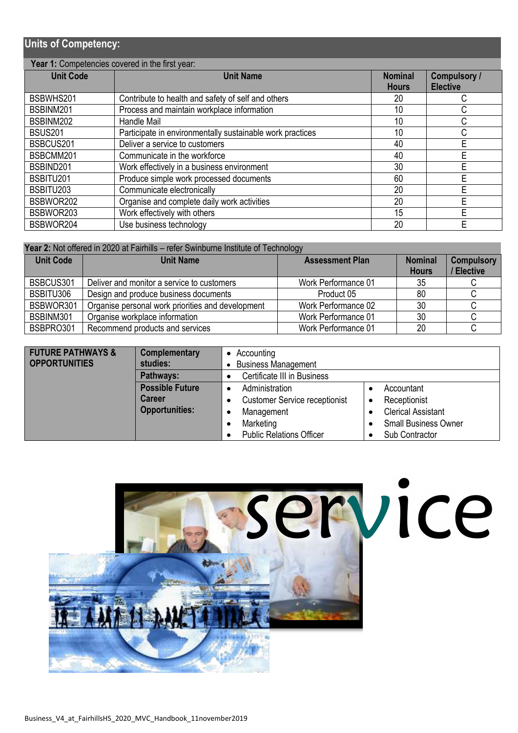## Units of Competency:

**Year 1:** Competencies covered in the first year:

| Unit Code | Unit Name | Nominal Hours | Compulsory / Elective |
|---|---|---|---|
| BSBWHS201 | Contribute to health and safety of self and others | 20 | C |
| BSBINM201 | Process and maintain workplace information | 10 | C |
| BSBINM202 | Handle Mail | 10 | C |
| BSUS201 | Participate in environmentally sustainable work practices | 10 | C |
| BSBCUS201 | Deliver a service to customers | 40 | E |
| BSBCMM201 | Communicate in the workforce | 40 | E |
| BSBIND201 | Work effectively in a business environment | 30 | E |
| BSBITU201 | Produce simple work processed documents | 60 | E |
| BSBITU203 | Communicate electronically | 20 | E |
| BSBWOR202 | Organise and complete daily work activities | 20 | E |
| BSBWOR203 | Work effectively with others | 15 | E |
| BSBWOR204 | Use business technology | 20 | E |

**Year 2:** Not offered in 2020 at Fairhills – refer Swinburne Institute of Technology

| Unit Code | Unit Name | Assessment Plan | Nominal Hours | Compulsory / Elective |
|---|---|---|---|---|
| BSBCUS301 | Deliver and monitor a service to customers | Work Performance 01 | 35 | C |
| BSBITU306 | Design and produce business documents | Product 05 | 80 | C |
| BSBWOR301 | Organise personal work priorities and development | Work Performance 02 | 30 | C |
| BSBINM301 | Organise workplace information | Work Performance 01 | 30 | C |
| BSBPRO301 | Recommend products and services | Work Performance 01 | 20 | C |

| FUTURE PATHWAYS & OPPORTUNITIES | | | |
|---|---|---|---|
| | **Complementary studies:** | • Accounting<br>• Business Management | |
| | **Pathways:** | • Certificate III in Business | |
| | **Possible Future Career Opportunities:** | • Administration<br>• Customer Service receptionist<br>• Management<br>• Marketing<br>• Public Relations Officer | • Accountant<br>• Receptionist<br>• Clerical Assistant<br>• Small Business Owner<br>• Sub Contractor |

service